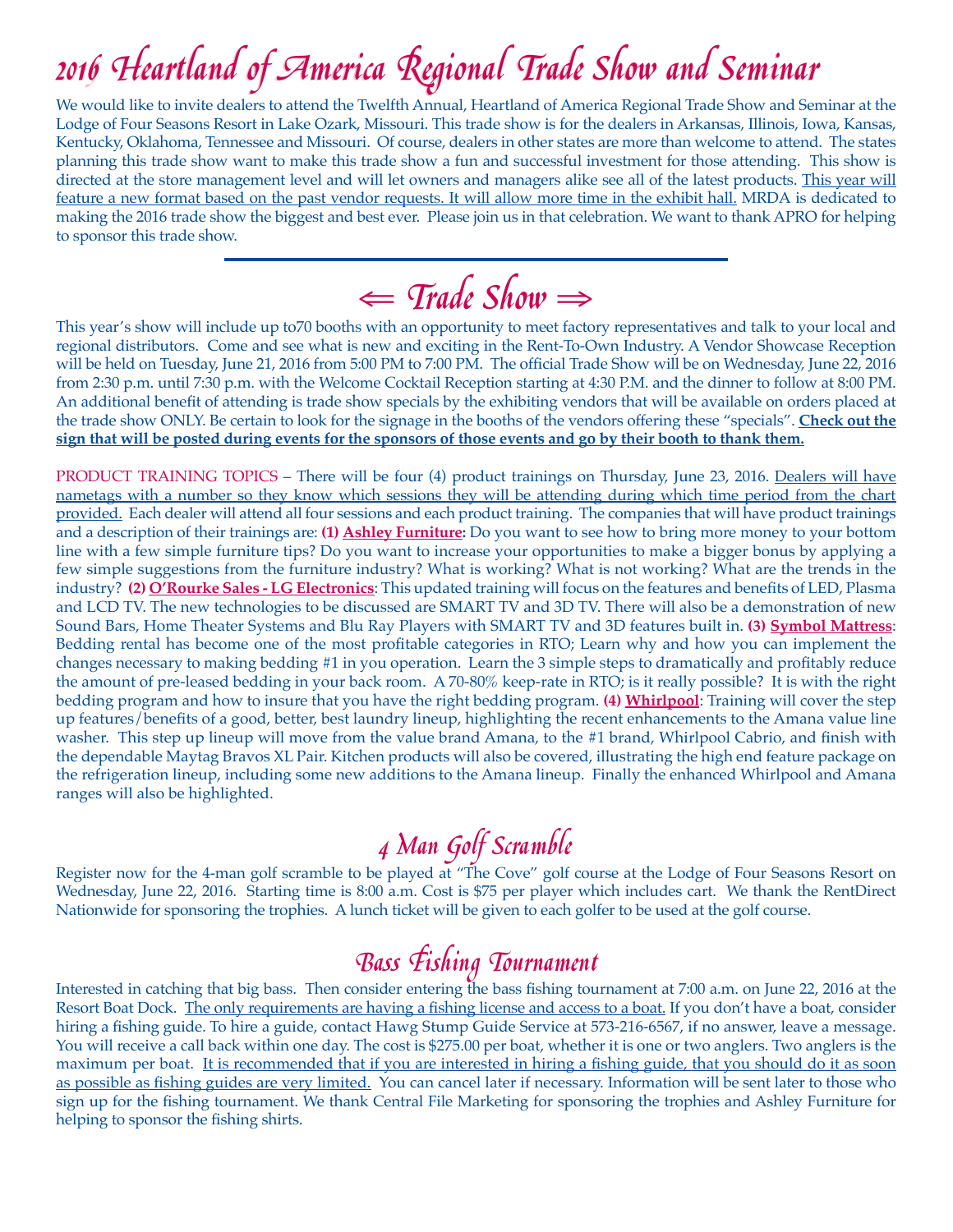# 2016 Heartland of America Regional Trade Show and Seminar

We would like to invite dealers to attend the Twelfth Annual, Heartland of America Regional Trade Show and Seminar at the Lodge of Four Seasons Resort in Lake Ozark, Missouri. This trade show is for the dealers in Arkansas, Illinois, Iowa, Kansas, Kentucky, Oklahoma, Tennessee and Missouri. Of course, dealers in other states are more than welcome to attend. The states planning this trade show want to make this trade show a fun and successful investment for those attending. This show is directed at the store management level and will let owners and managers alike see all of the latest products. This year will feature a new format based on the past vendor requests. It will allow more time in the exhibit hall. MRDA is dedicated to making the 2016 trade show the biggest and best ever. Please join us in that celebration. We want to thank APRO for helping to sponsor this trade show.

## ⇐ Trade Show ⇒

This year's show will include up to70 booths with an opportunity to meet factory representatives and talk to your local and regional distributors. Come and see what is new and exciting in the Rent-To-Own Industry. A Vendor Showcase Reception will be held on Tuesday, June 21, 2016 from 5:00 PM to 7:00 PM. The official Trade Show will be on Wednesday, June 22, 2016 from 2:30 p.m. until 7:30 p.m. with the Welcome Cocktail Reception starting at 4:30 P.M. and the dinner to follow at 8:00 PM. An additional benefit of attending is trade show specials by the exhibiting vendors that will be available on orders placed at the trade show ONLY. Be certain to look for the signage in the booths of the vendors offering these "specials". **Check out the sign that will be posted during events for the sponsors of those events and go by their booth to thank them.**

PRODUCT TRAINING TOPICS – There will be four (4) product trainings on Thursday, June 23, 2016. Dealers will have nametags with a number so they know which sessions they will be attending during which time period from the chart provided. Each dealer will attend all four sessions and each product training. The companies that will have product trainings and a description of their trainings are: **(1) Ashley Furniture:** Do you want to see how to bring more money to your bottom line with a few simple furniture tips? Do you want to increase your opportunities to make a bigger bonus by applying a few simple suggestions from the furniture industry? What is working? What is not working? What are the trends in the industry? **(2) O'Rourke Sales - LG Electronics**: This updated training will focus on the features and benefits of LED, Plasma and LCD TV. The new technologies to be discussed are SMART TV and 3D TV. There will also be a demonstration of new Sound Bars, Home Theater Systems and Blu Ray Players with SMART TV and 3D features built in. **(3) Symbol Mattress**: Bedding rental has become one of the most profitable categories in RTO; Learn why and how you can implement the changes necessary to making bedding #1 in you operation. Learn the 3 simple steps to dramatically and profitably reduce the amount of pre-leased bedding in your back room. A 70-80% keep-rate in RTO; is it really possible? It is with the right bedding program and how to insure that you have the right bedding program. **(4) Whirlpool**: Training will cover the step up features/benefits of a good, better, best laundry lineup, highlighting the recent enhancements to the Amana value line washer. This step up lineup will move from the value brand Amana, to the #1 brand, Whirlpool Cabrio, and finish with the dependable Maytag Bravos XL Pair. Kitchen products will also be covered, illustrating the high end feature package on the refrigeration lineup, including some new additions to the Amana lineup. Finally the enhanced Whirlpool and Amana ranges will also be highlighted.

## 4 Man Golf Scramble

Register now for the 4-man golf scramble to be played at "The Cove" golf course at the Lodge of Four Seasons Resort on Wednesday, June 22, 2016. Starting time is 8:00 a.m. Cost is $75 per player which includes cart. We thank the RentDirect Nationwide for sponsoring the trophies. A lunch ticket will be given to each golfer to be used at the golf course.

## Bass Fishing Tournament

Interested in catching that big bass. Then consider entering the bass fishing tournament at 7:00 a.m. on June 22, 2016 at the Resort Boat Dock. The only requirements are having a fishing license and access to a boat. If you don't have a boat, consider hiring a fishing guide. To hire a guide, contact Hawg Stump Guide Service at 573-216-6567, if no answer, leave a message. You will receive a call back within one day. The cost is $275.00 per boat, whether it is one or two anglers. Two anglers is the maximum per boat. It is recommended that if you are interested in hiring a fishing guide, that you should do it as soon as possible as fishing guides are very limited. You can cancel later if necessary. Information will be sent later to those who sign up for the fishing tournament. We thank Central File Marketing for sponsoring the trophies and Ashley Furniture for helping to sponsor the fishing shirts.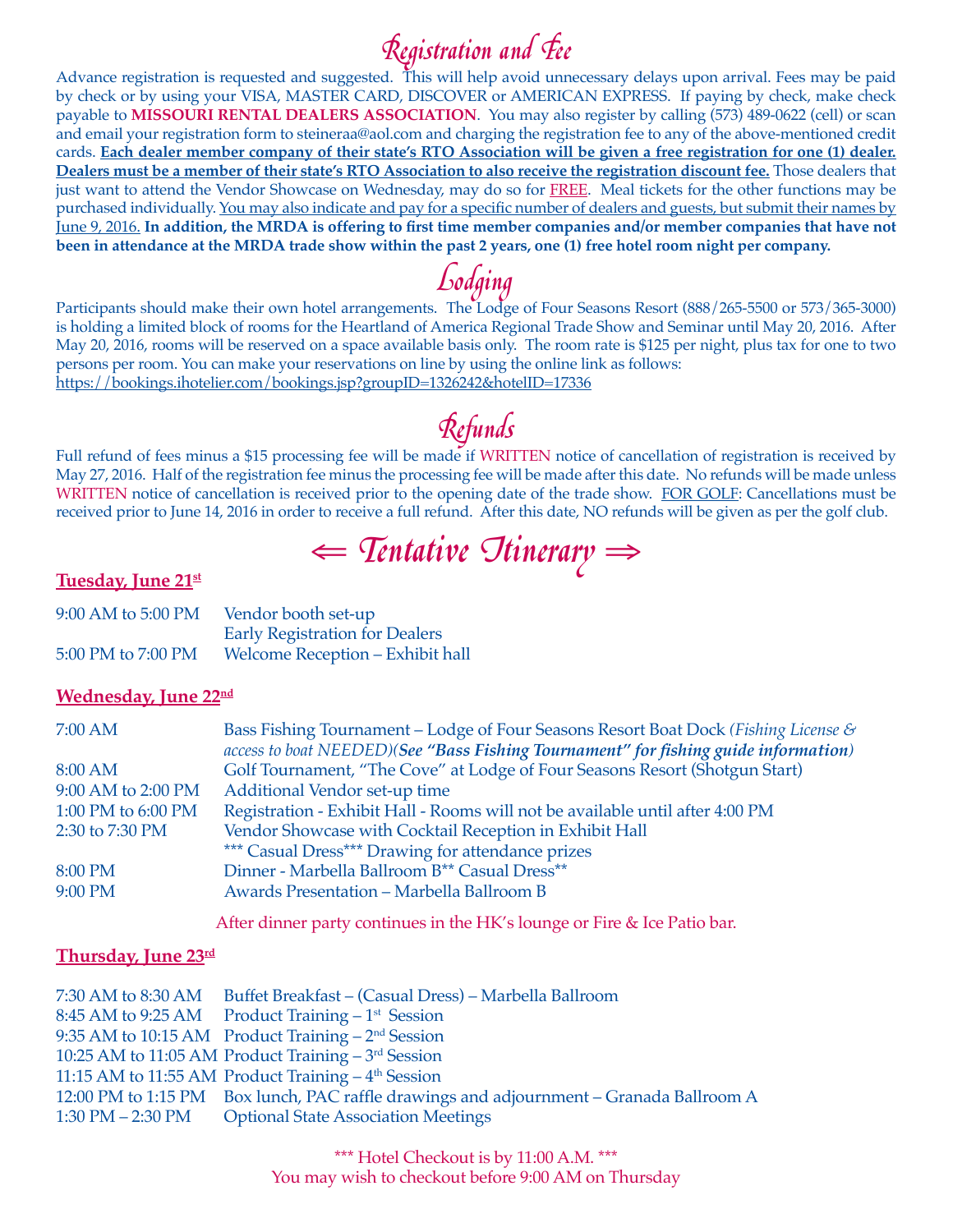# Registration and Fee

Advance registration is requested and suggested. This will help avoid unnecessary delays upon arrival. Fees may be paid by check or by using your VISA, MASTER CARD, DISCOVER or AMERICAN EXPRESS. If paying by check, make check payable to **MISSOURI RENTAL DEALERS ASSOCIATION**. You may also register by calling (573) 489-0622 (cell) or scan and email your registration form to steineraa@aol.com and charging the registration fee to any of the above-mentioned credit cards. **Each dealer member company of their state's RTO Association will be given a free registration for one (1) dealer. Dealers must be a member of their state's RTO Association to also receive the registration discount fee.** Those dealers that just want to attend the Vendor Showcase on Wednesday, may do so for FREE. Meal tickets for the other functions may be purchased individually. You may also indicate and pay for a specific number of dealers and guests, but submit their names by June 9, 2016. **In addition, the MRDA is offering to first time member companies and/or member companies that have not been in attendance at the MRDA trade show within the past 2 years, one (1) free hotel room night per company.**

# Lodging

Participants should make their own hotel arrangements. The Lodge of Four Seasons Resort (888/265-5500 or 573/365-3000) is holding a limited block of rooms for the Heartland of America Regional Trade Show and Seminar until May 20, 2016. After May 20, 2016, rooms will be reserved on a space available basis only. The room rate is $125 per night, plus tax for one to two persons per room. You can make your reservations on line by using the online link as follows:
https://bookings.ihotelier.com/bookings.jsp?groupID=1326242&hotelID=17336

# Refunds

Full refund of fees minus a $15 processing fee will be made if WRITTEN notice of cancellation of registration is received by May 27, 2016. Half of the registration fee minus the processing fee will be made after this date. No refunds will be made unless WRITTEN notice of cancellation is received prior to the opening date of the trade show. FOR GOLF: Cancellations must be received prior to June 14, 2016 in order to receive a full refund. After this date, NO refunds will be given as per the golf club.

# ⇐ Tentative Itinerary ⇒

## Tuesday, June 21st

| | |
|---|---|
| 9:00 AM to 5:00 PM | Vendor booth set-up |
| | Early Registration for Dealers |
| 5:00 PM to 7:00 PM | Welcome Reception – Exhibit hall |

## Wednesday, June 22nd

| | |
|---|---|
| 7:00 AM | Bass Fishing Tournament – Lodge of Four Seasons Resort Boat Dock *(Fishing License & access to boat NEEDED)(**See "Bass Fishing Tournament" for fishing guide information**)* |
| 8:00 AM | Golf Tournament, "The Cove" at Lodge of Four Seasons Resort (Shotgun Start) |
| 9:00 AM to 2:00 PM | Additional Vendor set-up time |
| 1:00 PM to 6:00 PM | Registration - Exhibit Hall - Rooms will not be available until after 4:00 PM |
| 2:30 to 7:30 PM | Vendor Showcase with Cocktail Reception in Exhibit Hall |
| | *** Casual Dress*** Drawing for attendance prizes |
| 8:00 PM | Dinner - Marbella Ballroom B** Casual Dress** |
| 9:00 PM | Awards Presentation – Marbella Ballroom B |

After dinner party continues in the HK's lounge or Fire & Ice Patio bar.

## Thursday, June 23rd

| | |
|---|---|
| 7:30 AM to 8:30 AM | Buffet Breakfast – (Casual Dress) – Marbella Ballroom |
| 8:45 AM to 9:25 AM | Product Training – 1st Session |
| 9:35 AM to 10:15 AM | Product Training – 2nd Session |
| 10:25 AM to 11:05 AM | Product Training – 3rd Session |
| 11:15 AM to 11:55 AM | Product Training – 4th Session |
| 12:00 PM to 1:15 PM | Box lunch, PAC raffle drawings and adjournment – Granada Ballroom A |
| 1:30 PM – 2:30 PM | Optional State Association Meetings |

*** Hotel Checkout is by 11:00 A.M. ***
You may wish to checkout before 9:00 AM on Thursday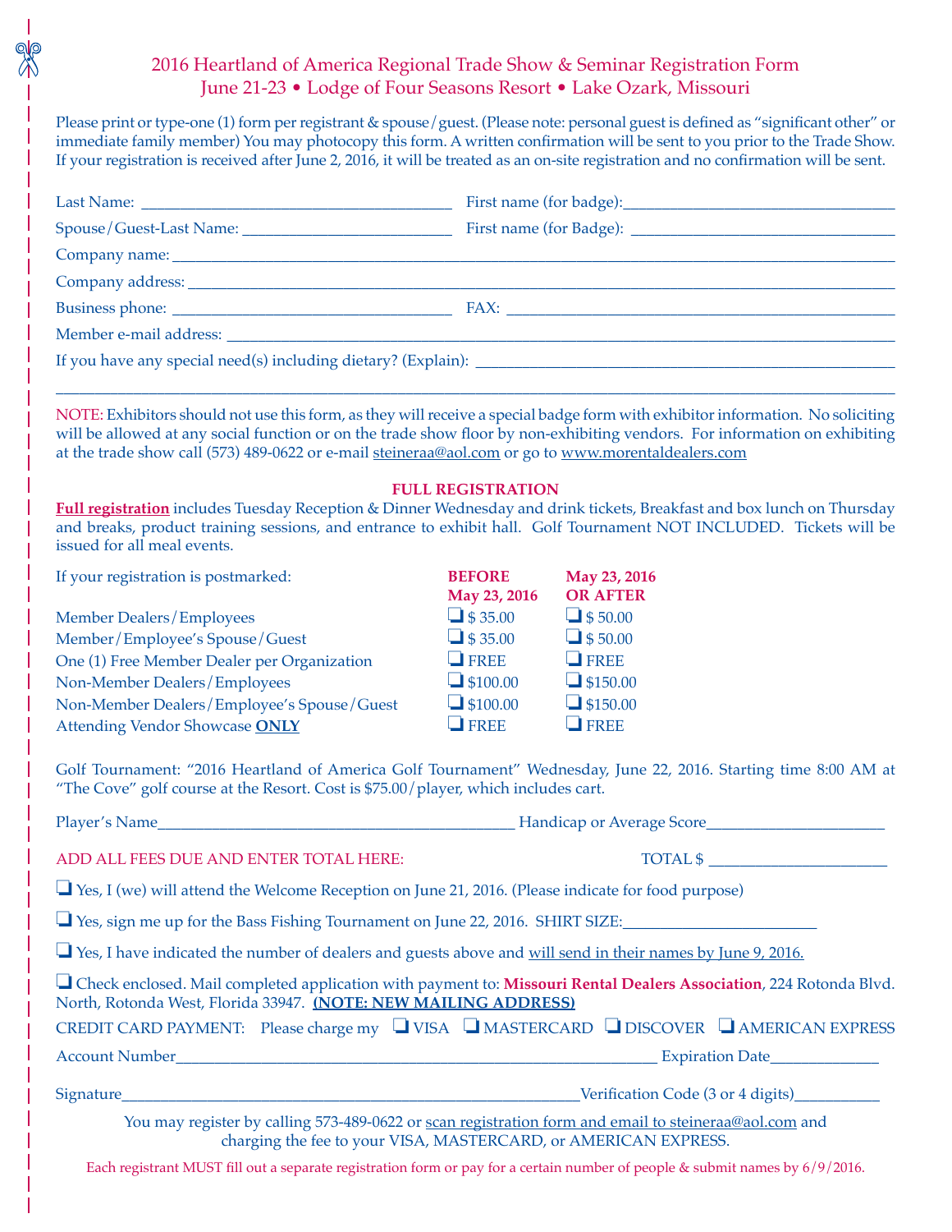# 2016 Heartland of America Regional Trade Show & Seminar Registration Form

## June 21-23 • Lodge of Four Seasons Resort • Lake Ozark, Missouri

Please print or type-one (1) form per registrant & spouse/guest. (Please note: personal guest is defined as "significant other" or immediate family member) You may photocopy this form. A written confirmation will be sent to you prior to the Trade Show. If your registration is received after June 2, 2016, it will be treated as an on-site registration and no confirmation will be sent.

Last Name: ______________________ First name (for badge): ______________________

Spouse/Guest-Last Name: ______________________ First name (for Badge): ______________________

Company name: ______________________________________________

Company address: ______________________________________________

Business phone: ______________________ FAX: ______________________

Member e-mail address: ______________________________________________

If you have any special need(s) including dietary? (Explain): ______________________

______________________________________________

NOTE: Exhibitors should not use this form, as they will receive a special badge form with exhibitor information. No soliciting will be allowed at any social function or on the trade show floor by non-exhibiting vendors. For information on exhibiting at the trade show call (573) 489-0622 or e-mail steineraa@aol.com or go to www.morentaldealers.com

### FULL REGISTRATION

**Full registration** includes Tuesday Reception & Dinner Wednesday and drink tickets, Breakfast and box lunch on Thursday and breaks, product training sessions, and entrance to exhibit hall. Golf Tournament NOT INCLUDED. Tickets will be issued for all meal events.

| If your registration is postmarked: | BEFORE May 23, 2016 | May 23, 2016 OR AFTER |
|---|---|---|
| Member Dealers/Employees | ❑ $ 35.00 | ❑ $ 50.00 |
| Member/Employee's Spouse/Guest | ❑ $ 35.00 | ❑ $ 50.00 |
| One (1) Free Member Dealer per Organization | ❑ FREE | ❑ FREE |
| Non-Member Dealers/Employees | ❑ $100.00 | ❑ $150.00 |
| Non-Member Dealers/Employee's Spouse/Guest | ❑ $100.00 | ❑ $150.00 |
| Attending Vendor Showcase **ONLY** | ❑ FREE | ❑ FREE |

Golf Tournament: "2016 Heartland of America Golf Tournament" Wednesday, June 22, 2016. Starting time 8:00 AM at "The Cove" golf course at the Resort. Cost is $75.00/player, which includes cart.

Player's Name______________________ Handicap or Average Score______________________

ADD ALL FEES DUE AND ENTER TOTAL HERE: TOTAL $ ______________________

❑ Yes, I (we) will attend the Welcome Reception on June 21, 2016. (Please indicate for food purpose)

❑ Yes, sign me up for the Bass Fishing Tournament on June 22, 2016. SHIRT SIZE:______________________

❑ Yes, I have indicated the number of dealers and guests above and will send in their names by June 9, 2016.

❑ Check enclosed. Mail completed application with payment to: **Missouri Rental Dealers Association**, 224 Rotonda Blvd. North, Rotonda West, Florida 33947. **(NOTE: NEW MAILING ADDRESS)**

CREDIT CARD PAYMENT: Please charge my ❑ VISA ❑ MASTERCARD ❑ DISCOVER ❑ AMERICAN EXPRESS

Account Number______________________ Expiration Date______________________

Signature______________________ Verification Code (3 or 4 digits)______________________

You may register by calling 573-489-0622 or scan registration form and email to steineraa@aol.com and charging the fee to your VISA, MASTERCARD, or AMERICAN EXPRESS.

Each registrant MUST fill out a separate registration form or pay for a certain number of people & submit names by 6/9/2016.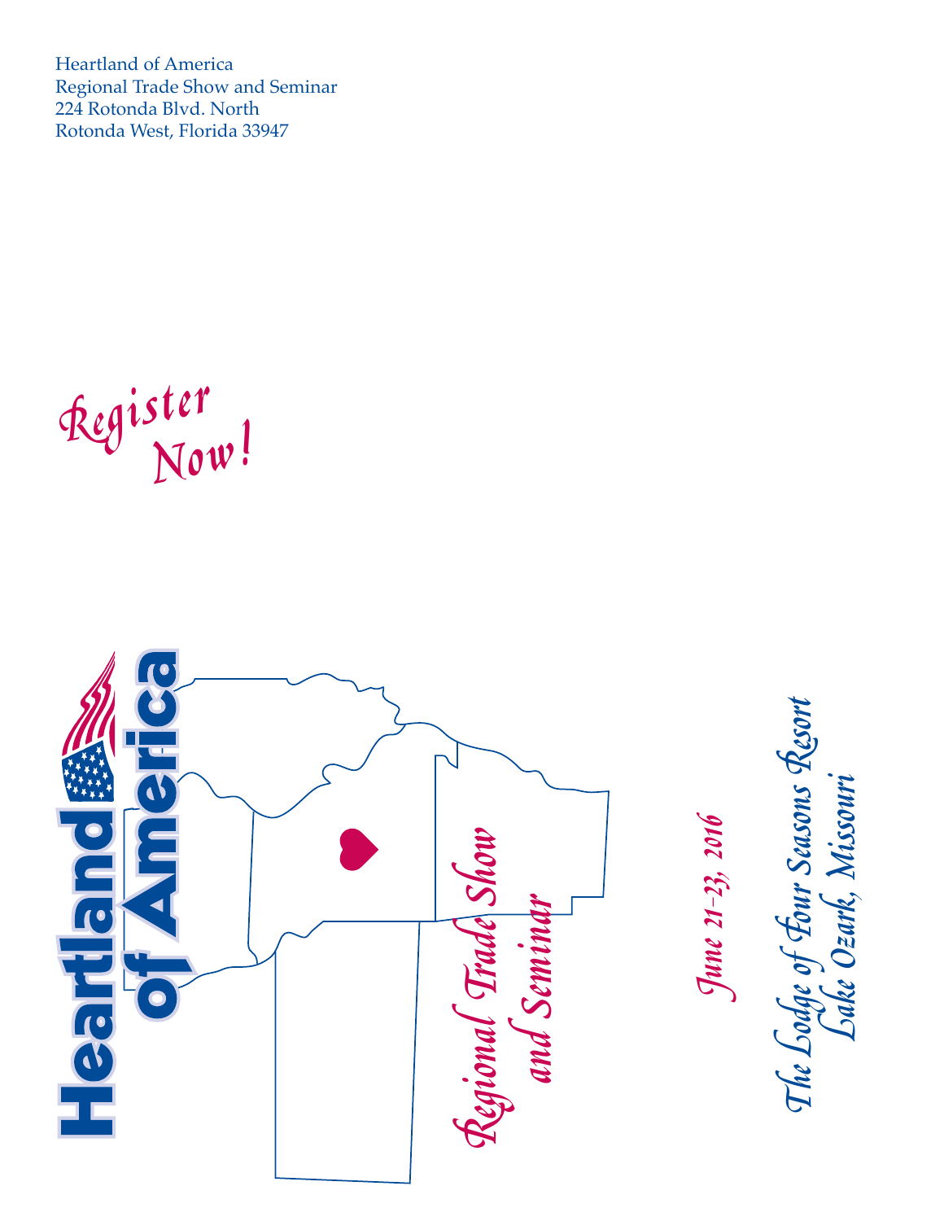Heartland of America
Regional Trade Show and Seminar
224 Rotonda Blvd. North
Rotonda West, Florida 33947

*Register Now!*

# Heartland of America

*Regional Trade Show and Seminar*

*June 21–23, 2016*

*The Lodge of Four Seasons Resort*
*Lake Ozark, Missouri*